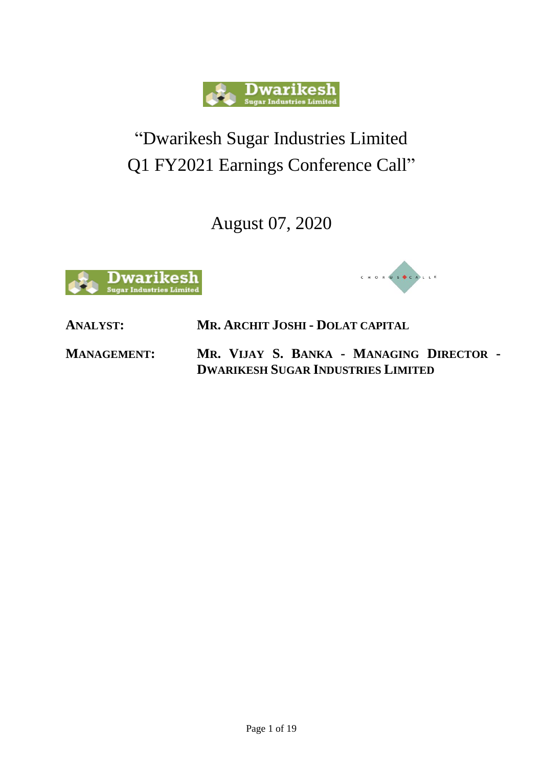# "Dwarikesh Sugar Industries Limited Q1 FY2021 Earnings Conference Call"

August 07, 2020

**ANALYST:** **MR. ARCHIT JOSHI - DOLAT CAPITAL**

**MANAGEMENT:** **MR. VIJAY S. BANKA - MANAGING DIRECTOR - DWARIKESH SUGAR INDUSTRIES LIMITED**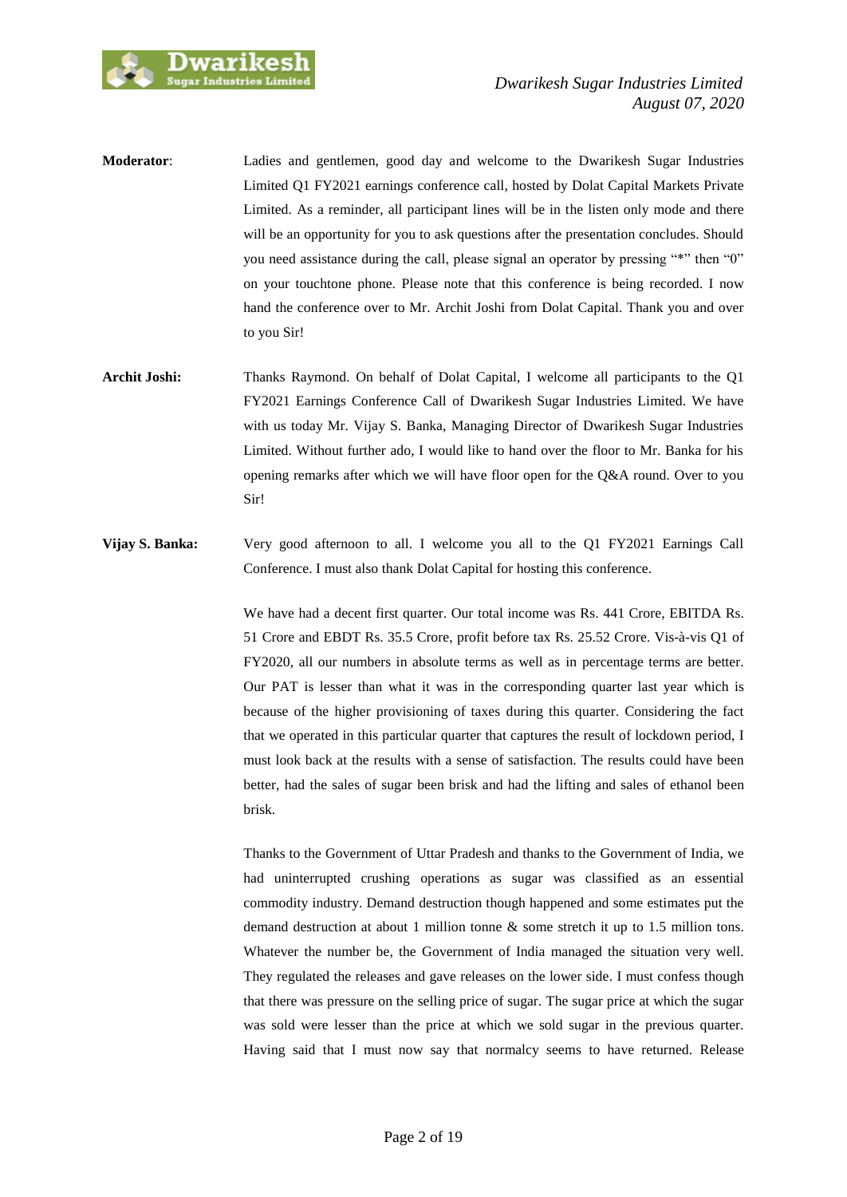**Moderator**: Ladies and gentlemen, good day and welcome to the Dwarikesh Sugar Industries Limited Q1 FY2021 earnings conference call, hosted by Dolat Capital Markets Private Limited. As a reminder, all participant lines will be in the listen only mode and there will be an opportunity for you to ask questions after the presentation concludes. Should you need assistance during the call, please signal an operator by pressing "*" then "0" on your touchtone phone. Please note that this conference is being recorded. I now hand the conference over to Mr. Archit Joshi from Dolat Capital. Thank you and over to you Sir!

**Archit Joshi:** Thanks Raymond. On behalf of Dolat Capital, I welcome all participants to the Q1 FY2021 Earnings Conference Call of Dwarikesh Sugar Industries Limited. We have with us today Mr. Vijay S. Banka, Managing Director of Dwarikesh Sugar Industries Limited. Without further ado, I would like to hand over the floor to Mr. Banka for his opening remarks after which we will have floor open for the Q&A round. Over to you Sir!

**Vijay S. Banka:** Very good afternoon to all. I welcome you all to the Q1 FY2021 Earnings Call Conference. I must also thank Dolat Capital for hosting this conference.

We have had a decent first quarter. Our total income was Rs. 441 Crore, EBITDA Rs. 51 Crore and EBDT Rs. 35.5 Crore, profit before tax Rs. 25.52 Crore. Vis-à-vis Q1 of FY2020, all our numbers in absolute terms as well as in percentage terms are better. Our PAT is lesser than what it was in the corresponding quarter last year which is because of the higher provisioning of taxes during this quarter. Considering the fact that we operated in this particular quarter that captures the result of lockdown period, I must look back at the results with a sense of satisfaction. The results could have been better, had the sales of sugar been brisk and had the lifting and sales of ethanol been brisk.

Thanks to the Government of Uttar Pradesh and thanks to the Government of India, we had uninterrupted crushing operations as sugar was classified as an essential commodity industry. Demand destruction though happened and some estimates put the demand destruction at about 1 million tonne & some stretch it up to 1.5 million tons. Whatever the number be, the Government of India managed the situation very well. They regulated the releases and gave releases on the lower side. I must confess though that there was pressure on the selling price of sugar. The sugar price at which the sugar was sold were lesser than the price at which we sold sugar in the previous quarter. Having said that I must now say that normalcy seems to have returned. Release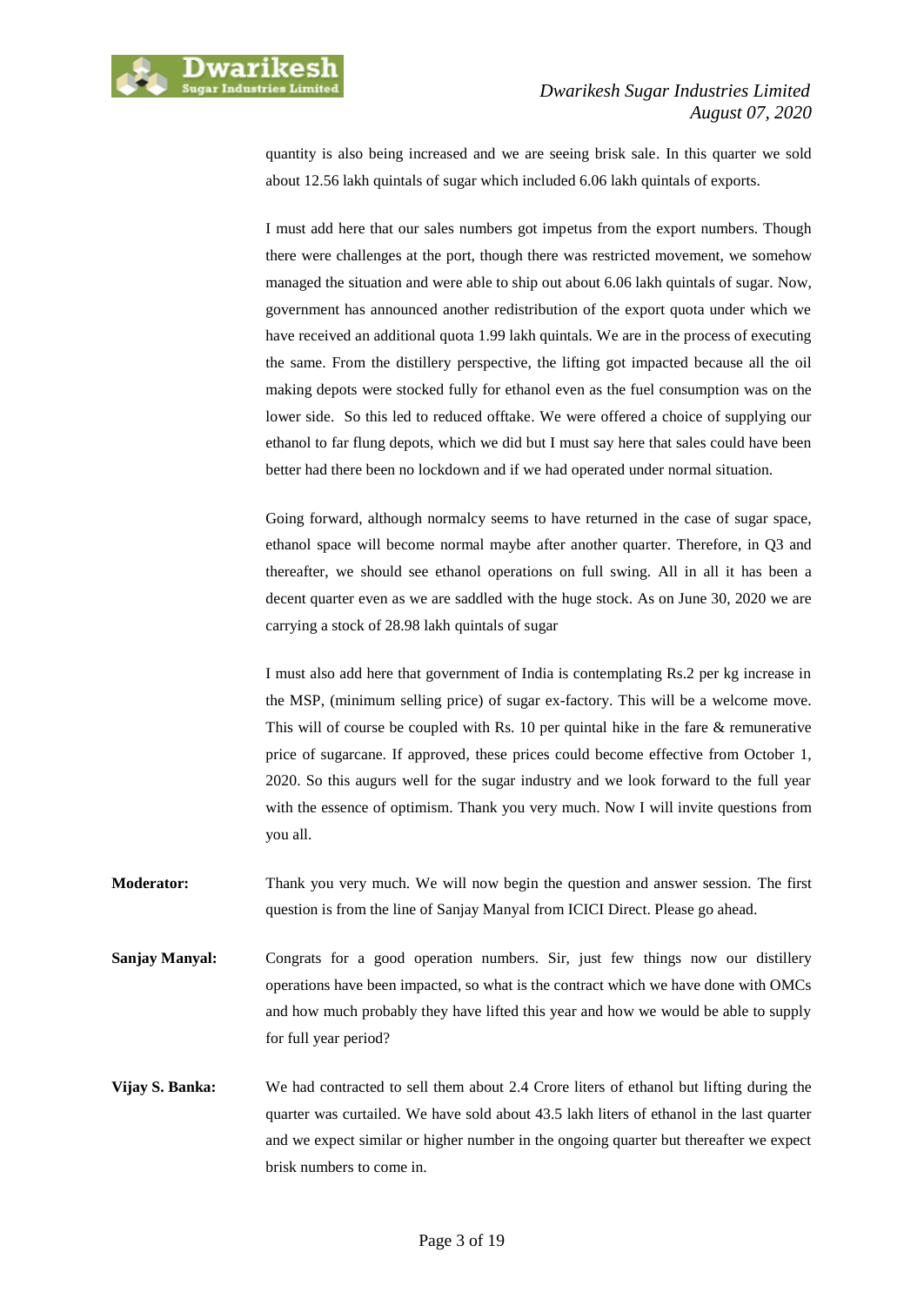quantity is also being increased and we are seeing brisk sale. In this quarter we sold about 12.56 lakh quintals of sugar which included 6.06 lakh quintals of exports.

I must add here that our sales numbers got impetus from the export numbers. Though there were challenges at the port, though there was restricted movement, we somehow managed the situation and were able to ship out about 6.06 lakh quintals of sugar. Now, government has announced another redistribution of the export quota under which we have received an additional quota 1.99 lakh quintals. We are in the process of executing the same. From the distillery perspective, the lifting got impacted because all the oil making depots were stocked fully for ethanol even as the fuel consumption was on the lower side. So this led to reduced offtake. We were offered a choice of supplying our ethanol to far flung depots, which we did but I must say here that sales could have been better had there been no lockdown and if we had operated under normal situation.

Going forward, although normalcy seems to have returned in the case of sugar space, ethanol space will become normal maybe after another quarter. Therefore, in Q3 and thereafter, we should see ethanol operations on full swing. All in all it has been a decent quarter even as we are saddled with the huge stock. As on June 30, 2020 we are carrying a stock of 28.98 lakh quintals of sugar

I must also add here that government of India is contemplating Rs.2 per kg increase in the MSP, (minimum selling price) of sugar ex-factory. This will be a welcome move. This will of course be coupled with Rs. 10 per quintal hike in the fare & remunerative price of sugarcane. If approved, these prices could become effective from October 1, 2020. So this augurs well for the sugar industry and we look forward to the full year with the essence of optimism. Thank you very much. Now I will invite questions from you all.

**Moderator:** Thank you very much. We will now begin the question and answer session. The first question is from the line of Sanjay Manyal from ICICI Direct. Please go ahead.

**Sanjay Manyal:** Congrats for a good operation numbers. Sir, just few things now our distillery operations have been impacted, so what is the contract which we have done with OMCs and how much probably they have lifted this year and how we would be able to supply for full year period?

**Vijay S. Banka:** We had contracted to sell them about 2.4 Crore liters of ethanol but lifting during the quarter was curtailed. We have sold about 43.5 lakh liters of ethanol in the last quarter and we expect similar or higher number in the ongoing quarter but thereafter we expect brisk numbers to come in.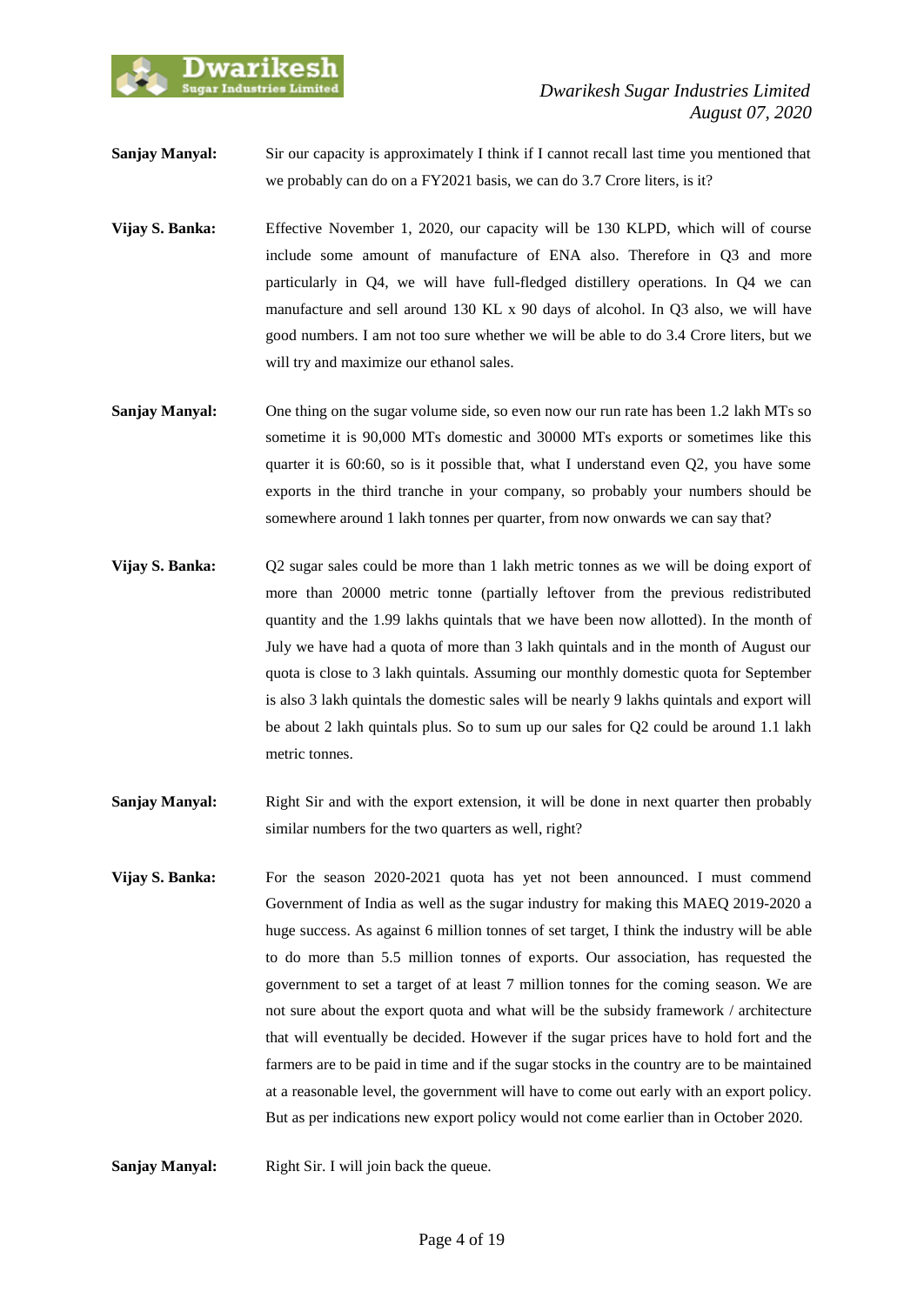**Sanjay Manyal:** Sir our capacity is approximately I think if I cannot recall last time you mentioned that we probably can do on a FY2021 basis, we can do 3.7 Crore liters, is it?

**Vijay S. Banka:** Effective November 1, 2020, our capacity will be 130 KLPD, which will of course include some amount of manufacture of ENA also. Therefore in Q3 and more particularly in Q4, we will have full-fledged distillery operations. In Q4 we can manufacture and sell around 130 KL x 90 days of alcohol. In Q3 also, we will have good numbers. I am not too sure whether we will be able to do 3.4 Crore liters, but we will try and maximize our ethanol sales.

**Sanjay Manyal:** One thing on the sugar volume side, so even now our run rate has been 1.2 lakh MTs so sometime it is 90,000 MTs domestic and 30000 MTs exports or sometimes like this quarter it is 60:60, so is it possible that, what I understand even Q2, you have some exports in the third tranche in your company, so probably your numbers should be somewhere around 1 lakh tonnes per quarter, from now onwards we can say that?

**Vijay S. Banka:** Q2 sugar sales could be more than 1 lakh metric tonnes as we will be doing export of more than 20000 metric tonne (partially leftover from the previous redistributed quantity and the 1.99 lakhs quintals that we have been now allotted). In the month of July we have had a quota of more than 3 lakh quintals and in the month of August our quota is close to 3 lakh quintals. Assuming our monthly domestic quota for September is also 3 lakh quintals the domestic sales will be nearly 9 lakhs quintals and export will be about 2 lakh quintals plus. So to sum up our sales for Q2 could be around 1.1 lakh metric tonnes.

**Sanjay Manyal:** Right Sir and with the export extension, it will be done in next quarter then probably similar numbers for the two quarters as well, right?

**Vijay S. Banka:** For the season 2020-2021 quota has yet not been announced. I must commend Government of India as well as the sugar industry for making this MAEQ 2019-2020 a huge success. As against 6 million tonnes of set target, I think the industry will be able to do more than 5.5 million tonnes of exports. Our association, has requested the government to set a target of at least 7 million tonnes for the coming season. We are not sure about the export quota and what will be the subsidy framework / architecture that will eventually be decided. However if the sugar prices have to hold fort and the farmers are to be paid in time and if the sugar stocks in the country are to be maintained at a reasonable level, the government will have to come out early with an export policy. But as per indications new export policy would not come earlier than in October 2020.

**Sanjay Manyal:** Right Sir. I will join back the queue.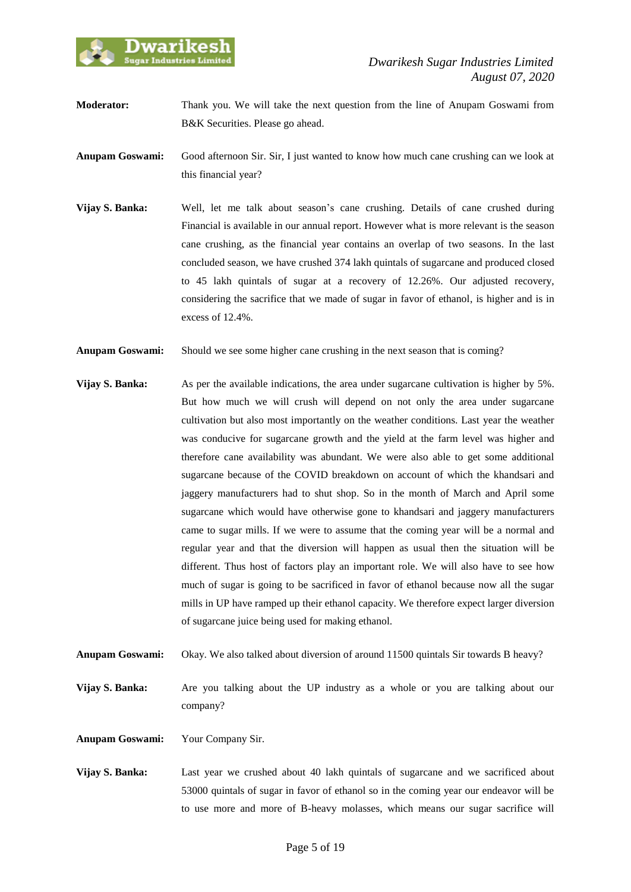**Moderator:** Thank you. We will take the next question from the line of Anupam Goswami from B&K Securities. Please go ahead.

**Anupam Goswami:** Good afternoon Sir. Sir, I just wanted to know how much cane crushing can we look at this financial year?

**Vijay S. Banka:** Well, let me talk about season's cane crushing. Details of cane crushed during Financial is available in our annual report. However what is more relevant is the season cane crushing, as the financial year contains an overlap of two seasons. In the last concluded season, we have crushed 374 lakh quintals of sugarcane and produced closed to 45 lakh quintals of sugar at a recovery of 12.26%. Our adjusted recovery, considering the sacrifice that we made of sugar in favor of ethanol, is higher and is in excess of 12.4%.

**Anupam Goswami:** Should we see some higher cane crushing in the next season that is coming?

**Vijay S. Banka:** As per the available indications, the area under sugarcane cultivation is higher by 5%. But how much we will crush will depend on not only the area under sugarcane cultivation but also most importantly on the weather conditions. Last year the weather was conducive for sugarcane growth and the yield at the farm level was higher and therefore cane availability was abundant. We were also able to get some additional sugarcane because of the COVID breakdown on account of which the khandsari and jaggery manufacturers had to shut shop. So in the month of March and April some sugarcane which would have otherwise gone to khandsari and jaggery manufacturers came to sugar mills. If we were to assume that the coming year will be a normal and regular year and that the diversion will happen as usual then the situation will be different. Thus host of factors play an important role. We will also have to see how much of sugar is going to be sacrificed in favor of ethanol because now all the sugar mills in UP have ramped up their ethanol capacity. We therefore expect larger diversion of sugarcane juice being used for making ethanol.

**Anupam Goswami:** Okay. We also talked about diversion of around 11500 quintals Sir towards B heavy?

**Vijay S. Banka:** Are you talking about the UP industry as a whole or you are talking about our company?

**Anupam Goswami:** Your Company Sir.

**Vijay S. Banka:** Last year we crushed about 40 lakh quintals of sugarcane and we sacrificed about 53000 quintals of sugar in favor of ethanol so in the coming year our endeavor will be to use more and more of B-heavy molasses, which means our sugar sacrifice will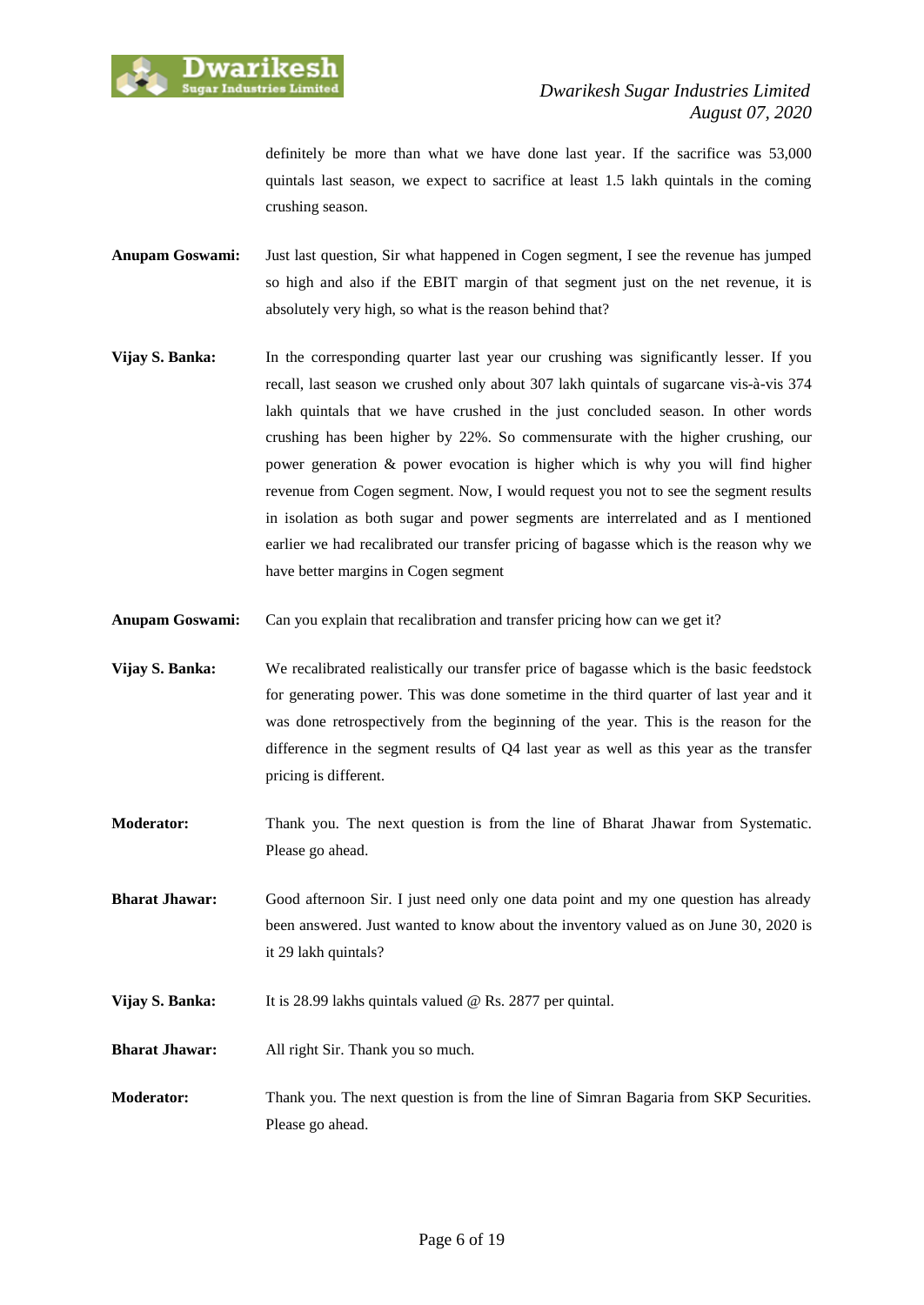definitely be more than what we have done last year. If the sacrifice was 53,000 quintals last season, we expect to sacrifice at least 1.5 lakh quintals in the coming crushing season.

**Anupam Goswami:** Just last question, Sir what happened in Cogen segment, I see the revenue has jumped so high and also if the EBIT margin of that segment just on the net revenue, it is absolutely very high, so what is the reason behind that?

**Vijay S. Banka:** In the corresponding quarter last year our crushing was significantly lesser. If you recall, last season we crushed only about 307 lakh quintals of sugarcane vis-à-vis 374 lakh quintals that we have crushed in the just concluded season. In other words crushing has been higher by 22%. So commensurate with the higher crushing, our power generation & power evocation is higher which is why you will find higher revenue from Cogen segment. Now, I would request you not to see the segment results in isolation as both sugar and power segments are interrelated and as I mentioned earlier we had recalibrated our transfer pricing of bagasse which is the reason why we have better margins in Cogen segment

**Anupam Goswami:** Can you explain that recalibration and transfer pricing how can we get it?

**Vijay S. Banka:** We recalibrated realistically our transfer price of bagasse which is the basic feedstock for generating power. This was done sometime in the third quarter of last year and it was done retrospectively from the beginning of the year. This is the reason for the difference in the segment results of Q4 last year as well as this year as the transfer pricing is different.

**Moderator:** Thank you. The next question is from the line of Bharat Jhawar from Systematic. Please go ahead.

**Bharat Jhawar:** Good afternoon Sir. I just need only one data point and my one question has already been answered. Just wanted to know about the inventory valued as on June 30, 2020 is it 29 lakh quintals?

**Vijay S. Banka:** It is 28.99 lakhs quintals valued @ Rs. 2877 per quintal.

**Bharat Jhawar:** All right Sir. Thank you so much.

**Moderator:** Thank you. The next question is from the line of Simran Bagaria from SKP Securities. Please go ahead.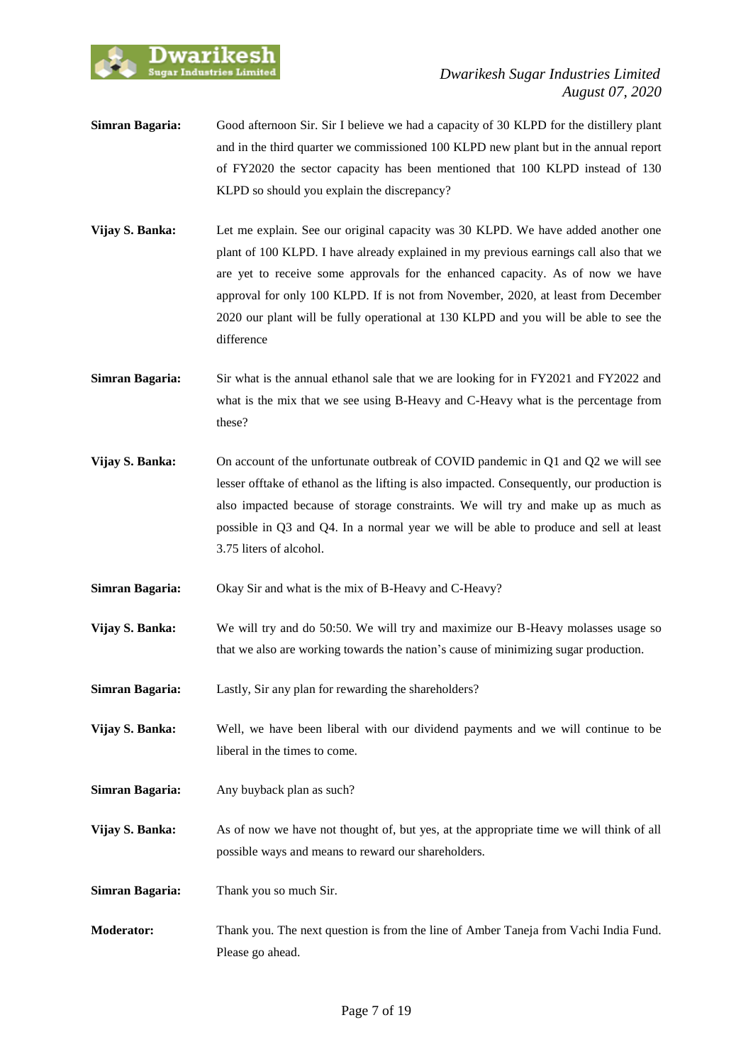**Simran Bagaria:** Good afternoon Sir. Sir I believe we had a capacity of 30 KLPD for the distillery plant and in the third quarter we commissioned 100 KLPD new plant but in the annual report of FY2020 the sector capacity has been mentioned that 100 KLPD instead of 130 KLPD so should you explain the discrepancy?

**Vijay S. Banka:** Let me explain. See our original capacity was 30 KLPD. We have added another one plant of 100 KLPD. I have already explained in my previous earnings call also that we are yet to receive some approvals for the enhanced capacity. As of now we have approval for only 100 KLPD. If is not from November, 2020, at least from December 2020 our plant will be fully operational at 130 KLPD and you will be able to see the difference

**Simran Bagaria:** Sir what is the annual ethanol sale that we are looking for in FY2021 and FY2022 and what is the mix that we see using B-Heavy and C-Heavy what is the percentage from these?

**Vijay S. Banka:** On account of the unfortunate outbreak of COVID pandemic in Q1 and Q2 we will see lesser offtake of ethanol as the lifting is also impacted. Consequently, our production is also impacted because of storage constraints. We will try and make up as much as possible in Q3 and Q4. In a normal year we will be able to produce and sell at least 3.75 liters of alcohol.

**Simran Bagaria:** Okay Sir and what is the mix of B-Heavy and C-Heavy?

**Vijay S. Banka:** We will try and do 50:50. We will try and maximize our B-Heavy molasses usage so that we also are working towards the nation's cause of minimizing sugar production.

**Simran Bagaria:** Lastly, Sir any plan for rewarding the shareholders?

**Vijay S. Banka:** Well, we have been liberal with our dividend payments and we will continue to be liberal in the times to come.

**Simran Bagaria:** Any buyback plan as such?

**Vijay S. Banka:** As of now we have not thought of, but yes, at the appropriate time we will think of all possible ways and means to reward our shareholders.

**Simran Bagaria:** Thank you so much Sir.

**Moderator:** Thank you. The next question is from the line of Amber Taneja from Vachi India Fund. Please go ahead.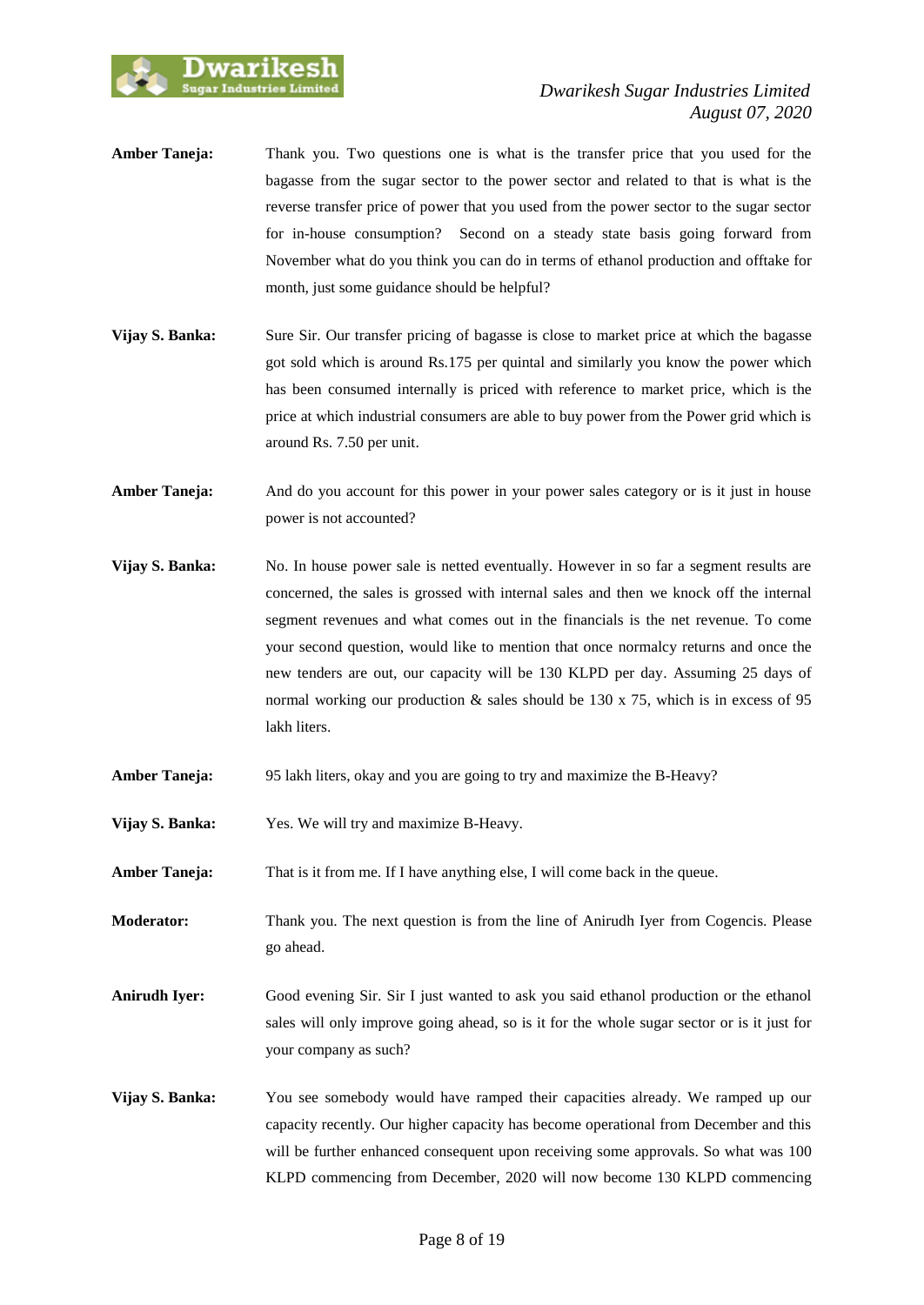**Amber Taneja:** Thank you. Two questions one is what is the transfer price that you used for the bagasse from the sugar sector to the power sector and related to that is what is the reverse transfer price of power that you used from the power sector to the sugar sector for in-house consumption? Second on a steady state basis going forward from November what do you think you can do in terms of ethanol production and offtake for month, just some guidance should be helpful?

**Vijay S. Banka:** Sure Sir. Our transfer pricing of bagasse is close to market price at which the bagasse got sold which is around Rs.175 per quintal and similarly you know the power which has been consumed internally is priced with reference to market price, which is the price at which industrial consumers are able to buy power from the Power grid which is around Rs. 7.50 per unit.

**Amber Taneja:** And do you account for this power in your power sales category or is it just in house power is not accounted?

**Vijay S. Banka:** No. In house power sale is netted eventually. However in so far a segment results are concerned, the sales is grossed with internal sales and then we knock off the internal segment revenues and what comes out in the financials is the net revenue. To come your second question, would like to mention that once normalcy returns and once the new tenders are out, our capacity will be 130 KLPD per day. Assuming 25 days of normal working our production & sales should be 130 x 75, which is in excess of 95 lakh liters.

**Amber Taneja:** 95 lakh liters, okay and you are going to try and maximize the B-Heavy?

**Vijay S. Banka:** Yes. We will try and maximize B-Heavy.

**Amber Taneja:** That is it from me. If I have anything else, I will come back in the queue.

**Moderator:** Thank you. The next question is from the line of Anirudh Iyer from Cogencis. Please go ahead.

**Anirudh Iyer:** Good evening Sir. Sir I just wanted to ask you said ethanol production or the ethanol sales will only improve going ahead, so is it for the whole sugar sector or is it just for your company as such?

**Vijay S. Banka:** You see somebody would have ramped their capacities already. We ramped up our capacity recently. Our higher capacity has become operational from December and this will be further enhanced consequent upon receiving some approvals. So what was 100 KLPD commencing from December, 2020 will now become 130 KLPD commencing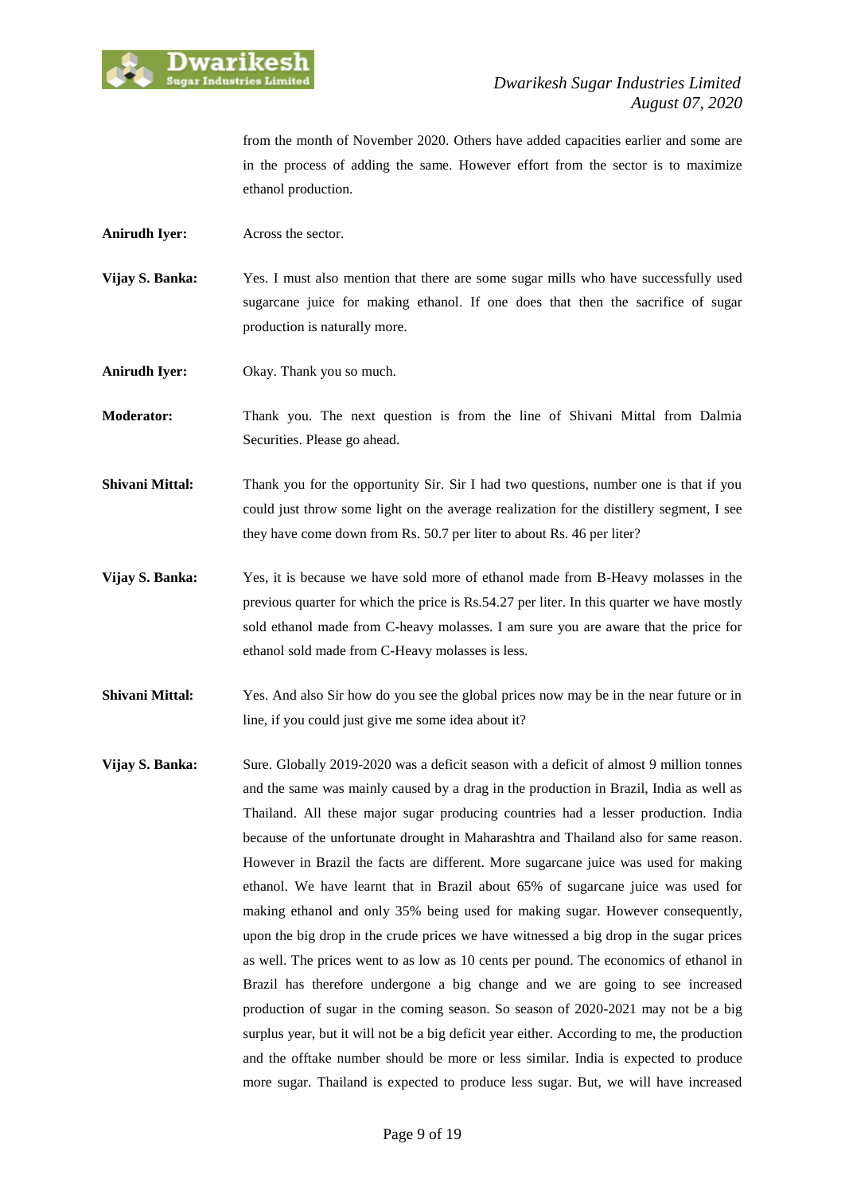from the month of November 2020. Others have added capacities earlier and some are in the process of adding the same. However effort from the sector is to maximize ethanol production.

**Anirudh Iyer:** Across the sector.

**Vijay S. Banka:** Yes. I must also mention that there are some sugar mills who have successfully used sugarcane juice for making ethanol. If one does that then the sacrifice of sugar production is naturally more.

**Anirudh Iyer:** Okay. Thank you so much.

**Moderator:** Thank you. The next question is from the line of Shivani Mittal from Dalmia Securities. Please go ahead.

**Shivani Mittal:** Thank you for the opportunity Sir. Sir I had two questions, number one is that if you could just throw some light on the average realization for the distillery segment, I see they have come down from Rs. 50.7 per liter to about Rs. 46 per liter?

**Vijay S. Banka:** Yes, it is because we have sold more of ethanol made from B-Heavy molasses in the previous quarter for which the price is Rs.54.27 per liter. In this quarter we have mostly sold ethanol made from C-heavy molasses. I am sure you are aware that the price for ethanol sold made from C-Heavy molasses is less.

**Shivani Mittal:** Yes. And also Sir how do you see the global prices now may be in the near future or in line, if you could just give me some idea about it?

**Vijay S. Banka:** Sure. Globally 2019-2020 was a deficit season with a deficit of almost 9 million tonnes and the same was mainly caused by a drag in the production in Brazil, India as well as Thailand. All these major sugar producing countries had a lesser production. India because of the unfortunate drought in Maharashtra and Thailand also for same reason. However in Brazil the facts are different. More sugarcane juice was used for making ethanol. We have learnt that in Brazil about 65% of sugarcane juice was used for making ethanol and only 35% being used for making sugar. However consequently, upon the big drop in the crude prices we have witnessed a big drop in the sugar prices as well. The prices went to as low as 10 cents per pound. The economics of ethanol in Brazil has therefore undergone a big change and we are going to see increased production of sugar in the coming season. So season of 2020-2021 may not be a big surplus year, but it will not be a big deficit year either. According to me, the production and the offtake number should be more or less similar. India is expected to produce more sugar. Thailand is expected to produce less sugar. But, we will have increased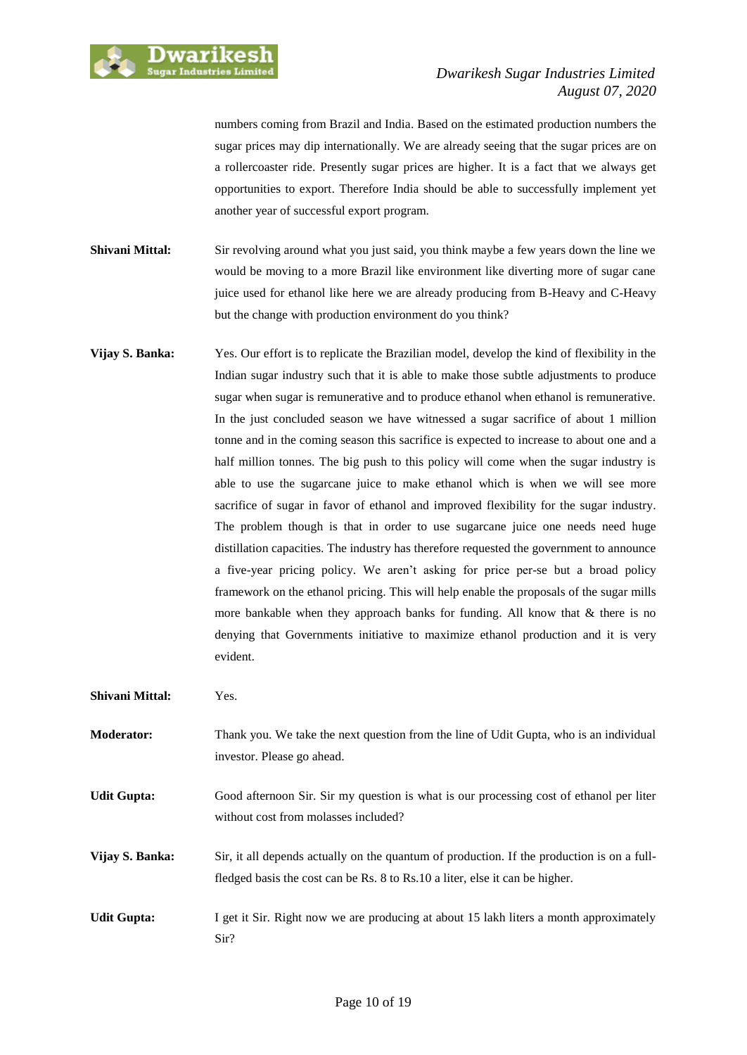numbers coming from Brazil and India. Based on the estimated production numbers the sugar prices may dip internationally. We are already seeing that the sugar prices are on a rollercoaster ride. Presently sugar prices are higher. It is a fact that we always get opportunities to export. Therefore India should be able to successfully implement yet another year of successful export program.

**Shivani Mittal:** Sir revolving around what you just said, you think maybe a few years down the line we would be moving to a more Brazil like environment like diverting more of sugar cane juice used for ethanol like here we are already producing from B-Heavy and C-Heavy but the change with production environment do you think?

**Vijay S. Banka:** Yes. Our effort is to replicate the Brazilian model, develop the kind of flexibility in the Indian sugar industry such that it is able to make those subtle adjustments to produce sugar when sugar is remunerative and to produce ethanol when ethanol is remunerative. In the just concluded season we have witnessed a sugar sacrifice of about 1 million tonne and in the coming season this sacrifice is expected to increase to about one and a half million tonnes. The big push to this policy will come when the sugar industry is able to use the sugarcane juice to make ethanol which is when we will see more sacrifice of sugar in favor of ethanol and improved flexibility for the sugar industry. The problem though is that in order to use sugarcane juice one needs need huge distillation capacities. The industry has therefore requested the government to announce a five-year pricing policy. We aren't asking for price per-se but a broad policy framework on the ethanol pricing. This will help enable the proposals of the sugar mills more bankable when they approach banks for funding. All know that & there is no denying that Governments initiative to maximize ethanol production and it is very evident.

**Shivani Mittal:** Yes.

**Moderator:** Thank you. We take the next question from the line of Udit Gupta, who is an individual investor. Please go ahead.

**Udit Gupta:** Good afternoon Sir. Sir my question is what is our processing cost of ethanol per liter without cost from molasses included?

**Vijay S. Banka:** Sir, it all depends actually on the quantum of production. If the production is on a full-fledged basis the cost can be Rs. 8 to Rs.10 a liter, else it can be higher.

**Udit Gupta:** I get it Sir. Right now we are producing at about 15 lakh liters a month approximately Sir?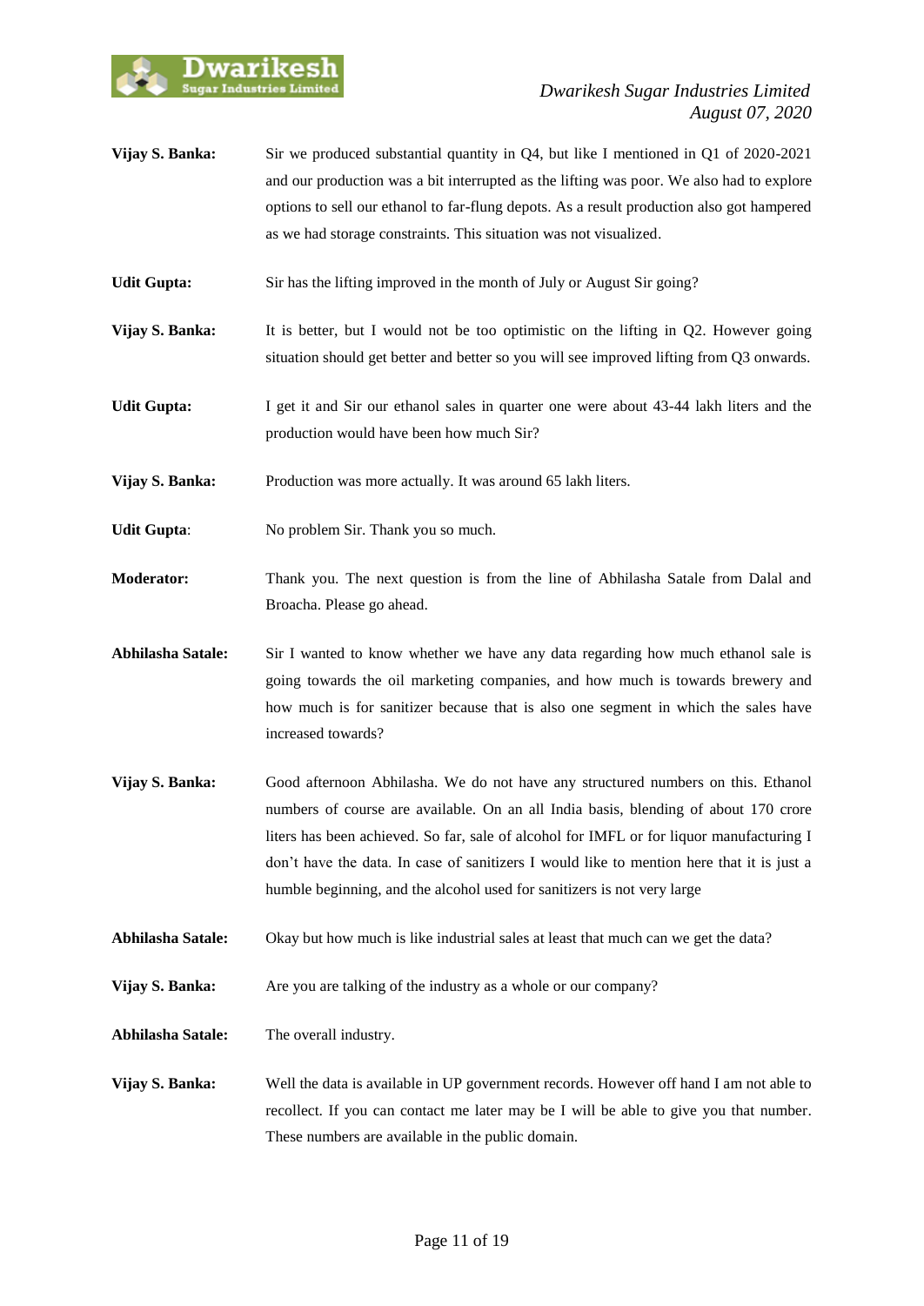**Vijay S. Banka:** Sir we produced substantial quantity in Q4, but like I mentioned in Q1 of 2020-2021 and our production was a bit interrupted as the lifting was poor. We also had to explore options to sell our ethanol to far-flung depots. As a result production also got hampered as we had storage constraints. This situation was not visualized.

**Udit Gupta:** Sir has the lifting improved in the month of July or August Sir going?

**Vijay S. Banka:** It is better, but I would not be too optimistic on the lifting in Q2. However going situation should get better and better so you will see improved lifting from Q3 onwards.

**Udit Gupta:** I get it and Sir our ethanol sales in quarter one were about 43-44 lakh liters and the production would have been how much Sir?

**Vijay S. Banka:** Production was more actually. It was around 65 lakh liters.

**Udit Gupta**: No problem Sir. Thank you so much.

**Moderator:** Thank you. The next question is from the line of Abhilasha Satale from Dalal and Broacha. Please go ahead.

**Abhilasha Satale:** Sir I wanted to know whether we have any data regarding how much ethanol sale is going towards the oil marketing companies, and how much is towards brewery and how much is for sanitizer because that is also one segment in which the sales have increased towards?

**Vijay S. Banka:** Good afternoon Abhilasha. We do not have any structured numbers on this. Ethanol numbers of course are available. On an all India basis, blending of about 170 crore liters has been achieved. So far, sale of alcohol for IMFL or for liquor manufacturing I don't have the data. In case of sanitizers I would like to mention here that it is just a humble beginning, and the alcohol used for sanitizers is not very large

**Abhilasha Satale:** Okay but how much is like industrial sales at least that much can we get the data?

**Vijay S. Banka:** Are you are talking of the industry as a whole or our company?

**Abhilasha Satale:** The overall industry.

**Vijay S. Banka:** Well the data is available in UP government records. However off hand I am not able to recollect. If you can contact me later may be I will be able to give you that number. These numbers are available in the public domain.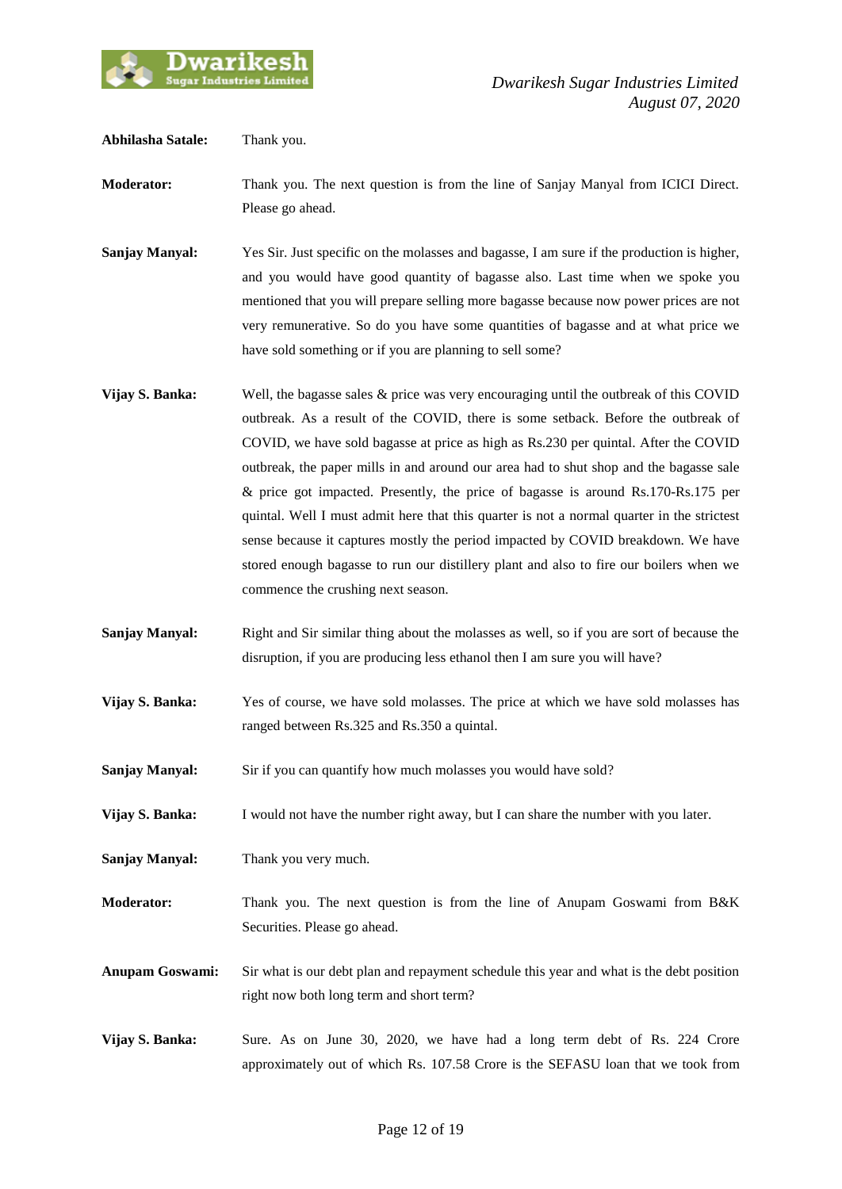**Abhilasha Satale:** Thank you.

**Moderator:** Thank you. The next question is from the line of Sanjay Manyal from ICICI Direct. Please go ahead.

**Sanjay Manyal:** Yes Sir. Just specific on the molasses and bagasse, I am sure if the production is higher, and you would have good quantity of bagasse also. Last time when we spoke you mentioned that you will prepare selling more bagasse because now power prices are not very remunerative. So do you have some quantities of bagasse and at what price we have sold something or if you are planning to sell some?

**Vijay S. Banka:** Well, the bagasse sales & price was very encouraging until the outbreak of this COVID outbreak. As a result of the COVID, there is some setback. Before the outbreak of COVID, we have sold bagasse at price as high as Rs.230 per quintal. After the COVID outbreak, the paper mills in and around our area had to shut shop and the bagasse sale & price got impacted. Presently, the price of bagasse is around Rs.170-Rs.175 per quintal. Well I must admit here that this quarter is not a normal quarter in the strictest sense because it captures mostly the period impacted by COVID breakdown. We have stored enough bagasse to run our distillery plant and also to fire our boilers when we commence the crushing next season.

**Sanjay Manyal:** Right and Sir similar thing about the molasses as well, so if you are sort of because the disruption, if you are producing less ethanol then I am sure you will have?

**Vijay S. Banka:** Yes of course, we have sold molasses. The price at which we have sold molasses has ranged between Rs.325 and Rs.350 a quintal.

**Sanjay Manyal:** Sir if you can quantify how much molasses you would have sold?

**Vijay S. Banka:** I would not have the number right away, but I can share the number with you later.

**Sanjay Manyal:** Thank you very much.

**Moderator:** Thank you. The next question is from the line of Anupam Goswami from B&K Securities. Please go ahead.

**Anupam Goswami:** Sir what is our debt plan and repayment schedule this year and what is the debt position right now both long term and short term?

**Vijay S. Banka:** Sure. As on June 30, 2020, we have had a long term debt of Rs. 224 Crore approximately out of which Rs. 107.58 Crore is the SEFASU loan that we took from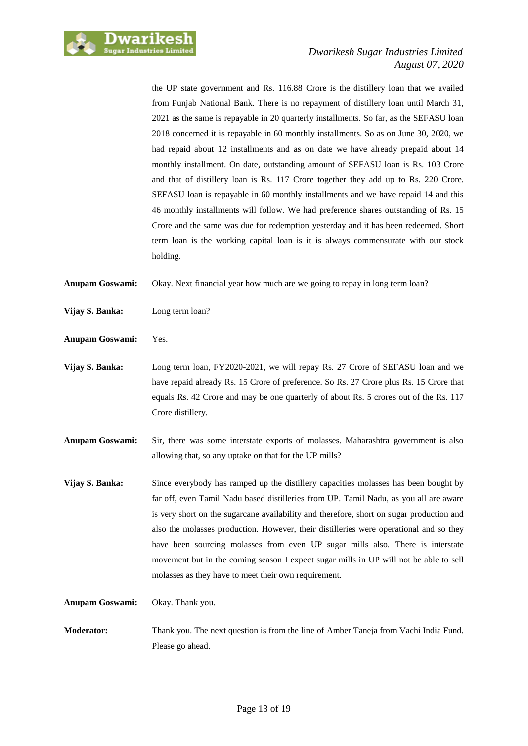the UP state government and Rs. 116.88 Crore is the distillery loan that we availed from Punjab National Bank. There is no repayment of distillery loan until March 31, 2021 as the same is repayable in 20 quarterly installments. So far, as the SEFASU loan 2018 concerned it is repayable in 60 monthly installments. So as on June 30, 2020, we had repaid about 12 installments and as on date we have already prepaid about 14 monthly installment. On date, outstanding amount of SEFASU loan is Rs. 103 Crore and that of distillery loan is Rs. 117 Crore together they add up to Rs. 220 Crore. SEFASU loan is repayable in 60 monthly installments and we have repaid 14 and this 46 monthly installments will follow. We had preference shares outstanding of Rs. 15 Crore and the same was due for redemption yesterday and it has been redeemed. Short term loan is the working capital loan is it is always commensurate with our stock holding.

**Anupam Goswami:** Okay. Next financial year how much are we going to repay in long term loan?

**Vijay S. Banka:** Long term loan?

**Anupam Goswami:** Yes.

**Vijay S. Banka:** Long term loan, FY2020-2021, we will repay Rs. 27 Crore of SEFASU loan and we have repaid already Rs. 15 Crore of preference. So Rs. 27 Crore plus Rs. 15 Crore that equals Rs. 42 Crore and may be one quarterly of about Rs. 5 crores out of the Rs. 117 Crore distillery.

**Anupam Goswami:** Sir, there was some interstate exports of molasses. Maharashtra government is also allowing that, so any uptake on that for the UP mills?

**Vijay S. Banka:** Since everybody has ramped up the distillery capacities molasses has been bought by far off, even Tamil Nadu based distilleries from UP. Tamil Nadu, as you all are aware is very short on the sugarcane availability and therefore, short on sugar production and also the molasses production. However, their distilleries were operational and so they have been sourcing molasses from even UP sugar mills also. There is interstate movement but in the coming season I expect sugar mills in UP will not be able to sell molasses as they have to meet their own requirement.

**Anupam Goswami:** Okay. Thank you.

**Moderator:** Thank you. The next question is from the line of Amber Taneja from Vachi India Fund. Please go ahead.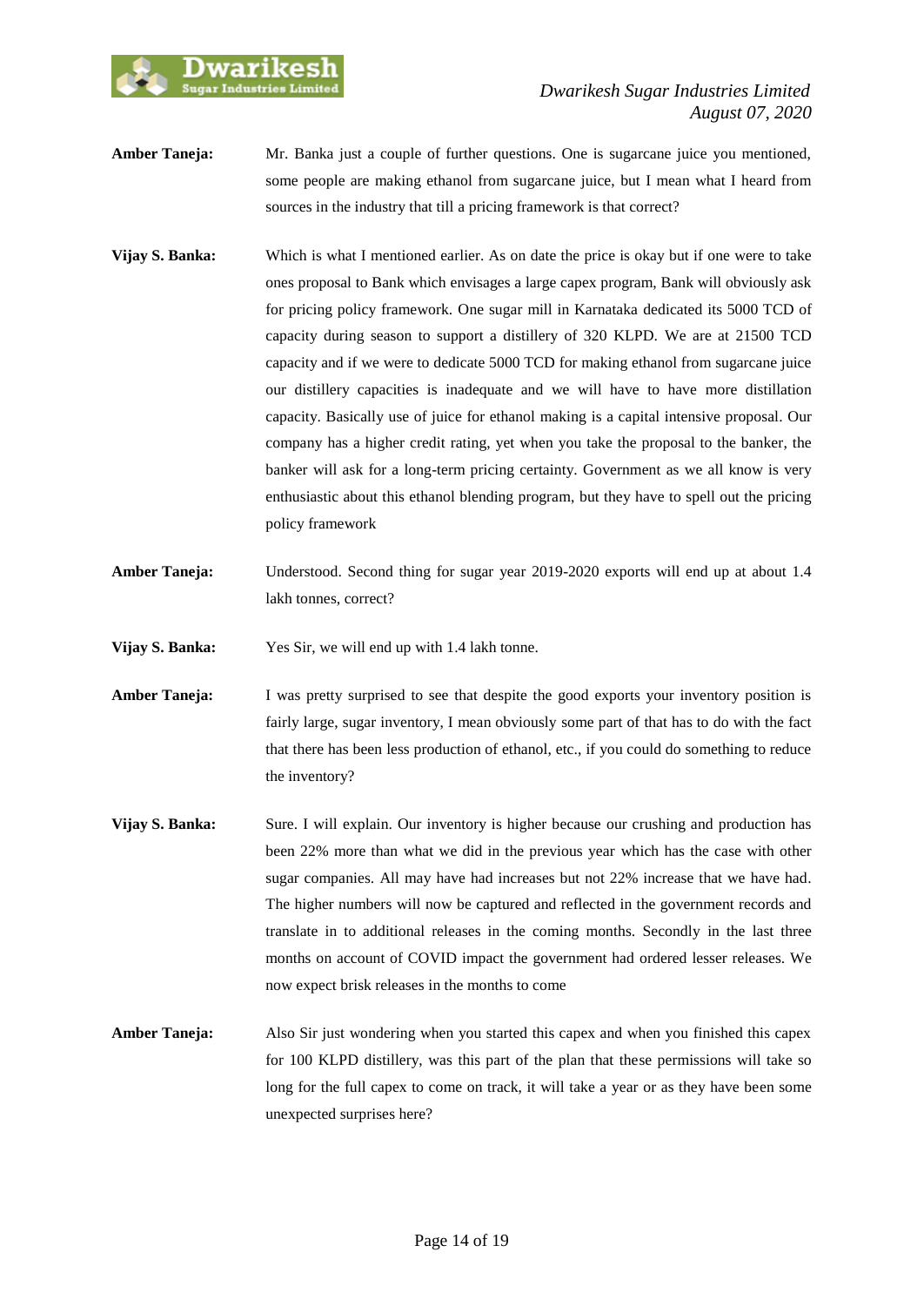**Amber Taneja:** Mr. Banka just a couple of further questions. One is sugarcane juice you mentioned, some people are making ethanol from sugarcane juice, but I mean what I heard from sources in the industry that till a pricing framework is that correct?

**Vijay S. Banka:** Which is what I mentioned earlier. As on date the price is okay but if one were to take ones proposal to Bank which envisages a large capex program, Bank will obviously ask for pricing policy framework. One sugar mill in Karnataka dedicated its 5000 TCD of capacity during season to support a distillery of 320 KLPD. We are at 21500 TCD capacity and if we were to dedicate 5000 TCD for making ethanol from sugarcane juice our distillery capacities is inadequate and we will have to have more distillation capacity. Basically use of juice for ethanol making is a capital intensive proposal. Our company has a higher credit rating, yet when you take the proposal to the banker, the banker will ask for a long-term pricing certainty. Government as we all know is very enthusiastic about this ethanol blending program, but they have to spell out the pricing policy framework

**Amber Taneja:** Understood. Second thing for sugar year 2019-2020 exports will end up at about 1.4 lakh tonnes, correct?

**Vijay S. Banka:** Yes Sir, we will end up with 1.4 lakh tonne.

**Amber Taneja:** I was pretty surprised to see that despite the good exports your inventory position is fairly large, sugar inventory, I mean obviously some part of that has to do with the fact that there has been less production of ethanol, etc., if you could do something to reduce the inventory?

**Vijay S. Banka:** Sure. I will explain. Our inventory is higher because our crushing and production has been 22% more than what we did in the previous year which has the case with other sugar companies. All may have had increases but not 22% increase that we have had. The higher numbers will now be captured and reflected in the government records and translate in to additional releases in the coming months. Secondly in the last three months on account of COVID impact the government had ordered lesser releases. We now expect brisk releases in the months to come

**Amber Taneja:** Also Sir just wondering when you started this capex and when you finished this capex for 100 KLPD distillery, was this part of the plan that these permissions will take so long for the full capex to come on track, it will take a year or as they have been some unexpected surprises here?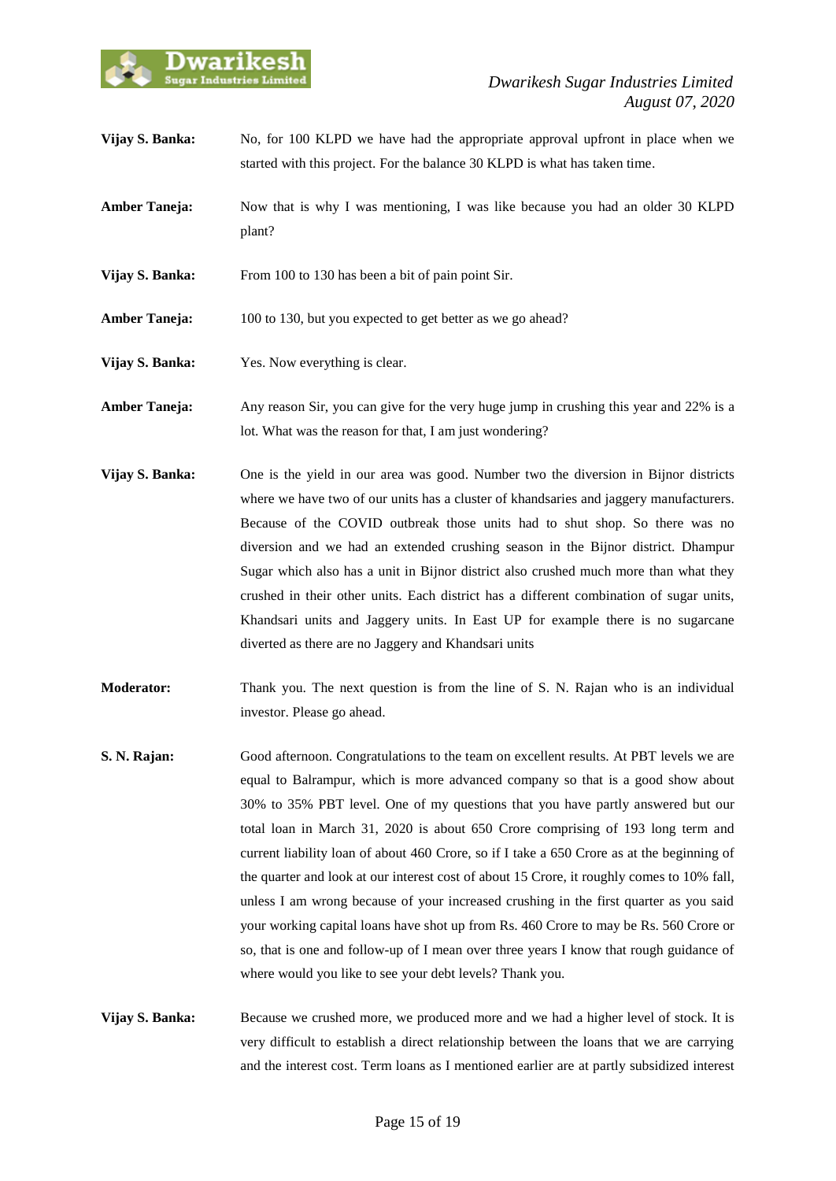**Vijay S. Banka:** No, for 100 KLPD we have had the appropriate approval upfront in place when we started with this project. For the balance 30 KLPD is what has taken time.

**Amber Taneja:** Now that is why I was mentioning, I was like because you had an older 30 KLPD plant?

**Vijay S. Banka:** From 100 to 130 has been a bit of pain point Sir.

**Amber Taneja:** 100 to 130, but you expected to get better as we go ahead?

**Vijay S. Banka:** Yes. Now everything is clear.

**Amber Taneja:** Any reason Sir, you can give for the very huge jump in crushing this year and 22% is a lot. What was the reason for that, I am just wondering?

**Vijay S. Banka:** One is the yield in our area was good. Number two the diversion in Bijnor districts where we have two of our units has a cluster of khandsaries and jaggery manufacturers. Because of the COVID outbreak those units had to shut shop. So there was no diversion and we had an extended crushing season in the Bijnor district. Dhampur Sugar which also has a unit in Bijnor district also crushed much more than what they crushed in their other units. Each district has a different combination of sugar units, Khandsari units and Jaggery units. In East UP for example there is no sugarcane diverted as there are no Jaggery and Khandsari units

**Moderator:** Thank you. The next question is from the line of S. N. Rajan who is an individual investor. Please go ahead.

**S. N. Rajan:** Good afternoon. Congratulations to the team on excellent results. At PBT levels we are equal to Balrampur, which is more advanced company so that is a good show about 30% to 35% PBT level. One of my questions that you have partly answered but our total loan in March 31, 2020 is about 650 Crore comprising of 193 long term and current liability loan of about 460 Crore, so if I take a 650 Crore as at the beginning of the quarter and look at our interest cost of about 15 Crore, it roughly comes to 10% fall, unless I am wrong because of your increased crushing in the first quarter as you said your working capital loans have shot up from Rs. 460 Crore to may be Rs. 560 Crore or so, that is one and follow-up of I mean over three years I know that rough guidance of where would you like to see your debt levels? Thank you.

**Vijay S. Banka:** Because we crushed more, we produced more and we had a higher level of stock. It is very difficult to establish a direct relationship between the loans that we are carrying and the interest cost. Term loans as I mentioned earlier are at partly subsidized interest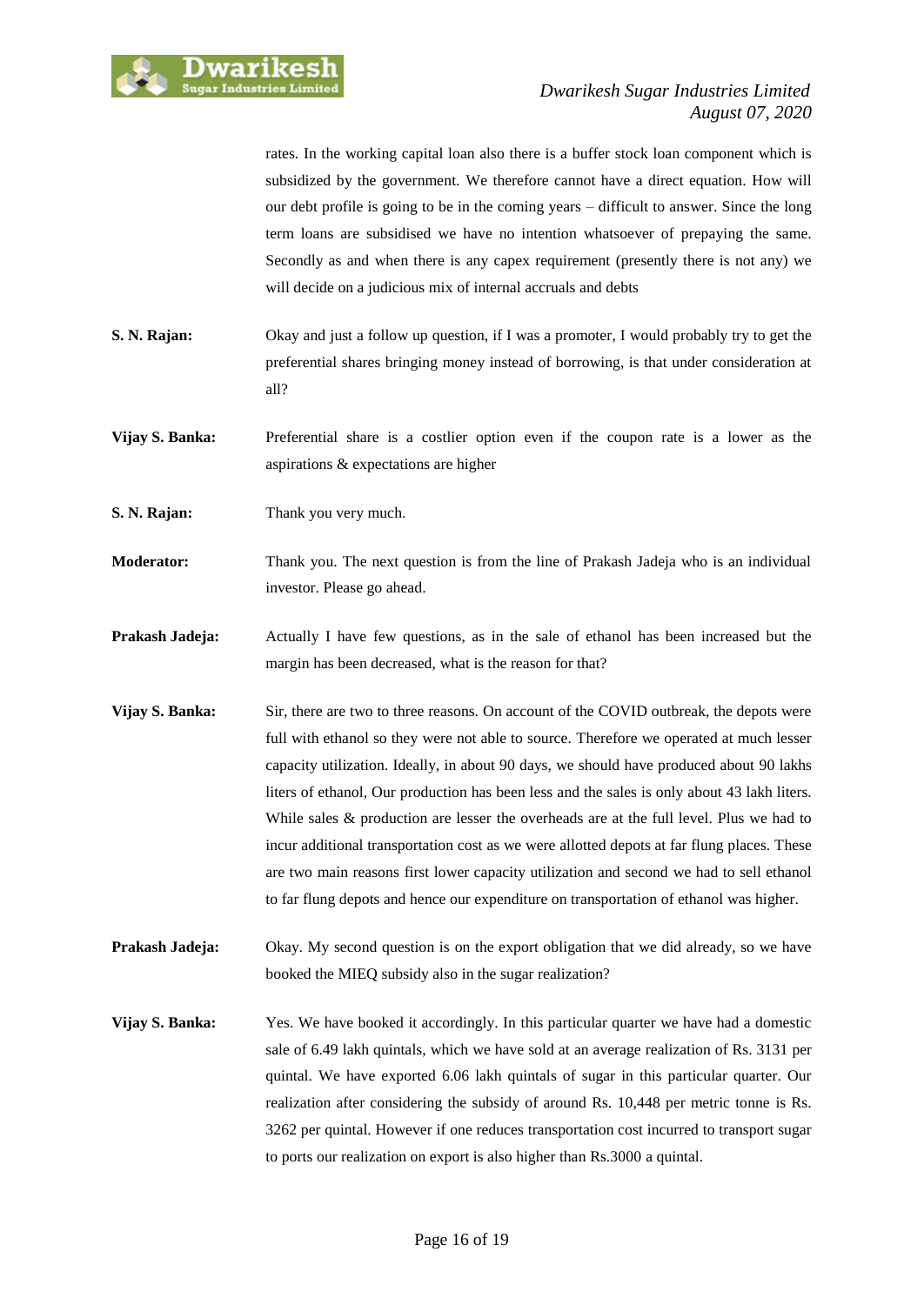rates. In the working capital loan also there is a buffer stock loan component which is subsidized by the government. We therefore cannot have a direct equation. How will our debt profile is going to be in the coming years – difficult to answer. Since the long term loans are subsidised we have no intention whatsoever of prepaying the same. Secondly as and when there is any capex requirement (presently there is not any) we will decide on a judicious mix of internal accruals and debts

**S. N. Rajan:** Okay and just a follow up question, if I was a promoter, I would probably try to get the preferential shares bringing money instead of borrowing, is that under consideration at all?

**Vijay S. Banka:** Preferential share is a costlier option even if the coupon rate is a lower as the aspirations & expectations are higher

**S. N. Rajan:** Thank you very much.

**Moderator:** Thank you. The next question is from the line of Prakash Jadeja who is an individual investor. Please go ahead.

**Prakash Jadeja:** Actually I have few questions, as in the sale of ethanol has been increased but the margin has been decreased, what is the reason for that?

**Vijay S. Banka:** Sir, there are two to three reasons. On account of the COVID outbreak, the depots were full with ethanol so they were not able to source. Therefore we operated at much lesser capacity utilization. Ideally, in about 90 days, we should have produced about 90 lakhs liters of ethanol, Our production has been less and the sales is only about 43 lakh liters. While sales & production are lesser the overheads are at the full level. Plus we had to incur additional transportation cost as we were allotted depots at far flung places. These are two main reasons first lower capacity utilization and second we had to sell ethanol to far flung depots and hence our expenditure on transportation of ethanol was higher.

**Prakash Jadeja:** Okay. My second question is on the export obligation that we did already, so we have booked the MIEQ subsidy also in the sugar realization?

**Vijay S. Banka:** Yes. We have booked it accordingly. In this particular quarter we have had a domestic sale of 6.49 lakh quintals, which we have sold at an average realization of Rs. 3131 per quintal. We have exported 6.06 lakh quintals of sugar in this particular quarter. Our realization after considering the subsidy of around Rs. 10,448 per metric tonne is Rs. 3262 per quintal. However if one reduces transportation cost incurred to transport sugar to ports our realization on export is also higher than Rs.3000 a quintal.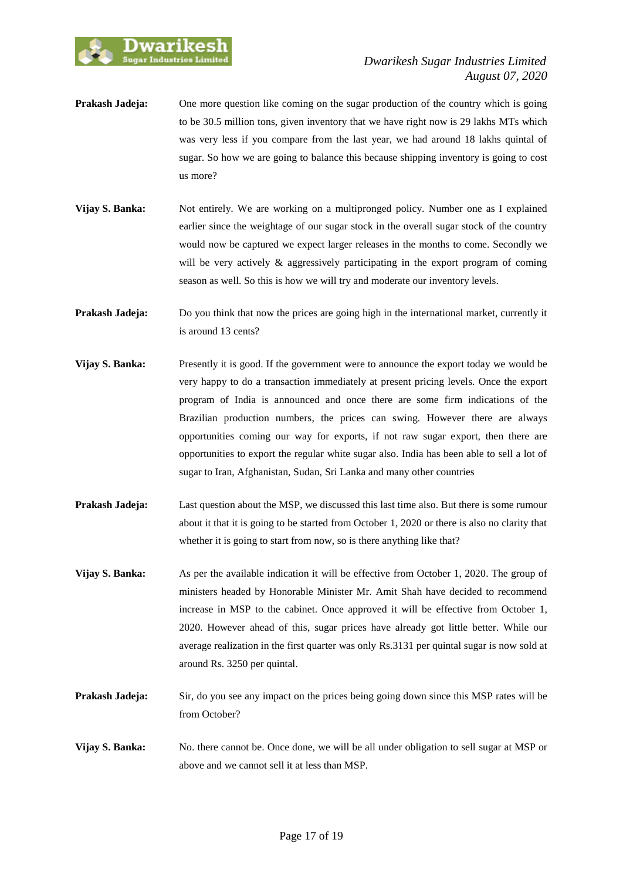**Prakash Jadeja:** One more question like coming on the sugar production of the country which is going to be 30.5 million tons, given inventory that we have right now is 29 lakhs MTs which was very less if you compare from the last year, we had around 18 lakhs quintal of sugar. So how we are going to balance this because shipping inventory is going to cost us more?

**Vijay S. Banka:** Not entirely. We are working on a multipronged policy. Number one as I explained earlier since the weightage of our sugar stock in the overall sugar stock of the country would now be captured we expect larger releases in the months to come. Secondly we will be very actively & aggressively participating in the export program of coming season as well. So this is how we will try and moderate our inventory levels.

**Prakash Jadeja:** Do you think that now the prices are going high in the international market, currently it is around 13 cents?

**Vijay S. Banka:** Presently it is good. If the government were to announce the export today we would be very happy to do a transaction immediately at present pricing levels. Once the export program of India is announced and once there are some firm indications of the Brazilian production numbers, the prices can swing. However there are always opportunities coming our way for exports, if not raw sugar export, then there are opportunities to export the regular white sugar also. India has been able to sell a lot of sugar to Iran, Afghanistan, Sudan, Sri Lanka and many other countries

**Prakash Jadeja:** Last question about the MSP, we discussed this last time also. But there is some rumour about it that it is going to be started from October 1, 2020 or there is also no clarity that whether it is going to start from now, so is there anything like that?

**Vijay S. Banka:** As per the available indication it will be effective from October 1, 2020. The group of ministers headed by Honorable Minister Mr. Amit Shah have decided to recommend increase in MSP to the cabinet. Once approved it will be effective from October 1, 2020. However ahead of this, sugar prices have already got little better. While our average realization in the first quarter was only Rs.3131 per quintal sugar is now sold at around Rs. 3250 per quintal.

**Prakash Jadeja:** Sir, do you see any impact on the prices being going down since this MSP rates will be from October?

**Vijay S. Banka:** No. there cannot be. Once done, we will be all under obligation to sell sugar at MSP or above and we cannot sell it at less than MSP.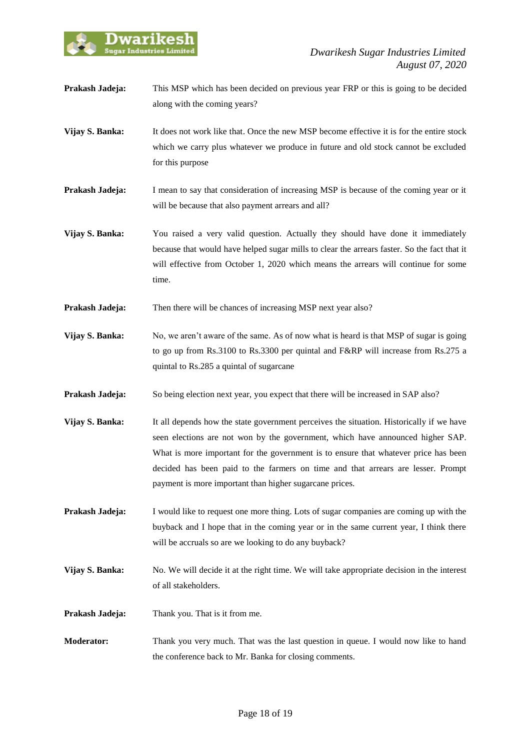**Prakash Jadeja:** This MSP which has been decided on previous year FRP or this is going to be decided along with the coming years?

**Vijay S. Banka:** It does not work like that. Once the new MSP become effective it is for the entire stock which we carry plus whatever we produce in future and old stock cannot be excluded for this purpose

**Prakash Jadeja:** I mean to say that consideration of increasing MSP is because of the coming year or it will be because that also payment arrears and all?

**Vijay S. Banka:** You raised a very valid question. Actually they should have done it immediately because that would have helped sugar mills to clear the arrears faster. So the fact that it will effective from October 1, 2020 which means the arrears will continue for some time.

**Prakash Jadeja:** Then there will be chances of increasing MSP next year also?

**Vijay S. Banka:** No, we aren't aware of the same. As of now what is heard is that MSP of sugar is going to go up from Rs.3100 to Rs.3300 per quintal and F&RP will increase from Rs.275 a quintal to Rs.285 a quintal of sugarcane

**Prakash Jadeja:** So being election next year, you expect that there will be increased in SAP also?

**Vijay S. Banka:** It all depends how the state government perceives the situation. Historically if we have seen elections are not won by the government, which have announced higher SAP. What is more important for the government is to ensure that whatever price has been decided has been paid to the farmers on time and that arrears are lesser. Prompt payment is more important than higher sugarcane prices.

**Prakash Jadeja:** I would like to request one more thing. Lots of sugar companies are coming up with the buyback and I hope that in the coming year or in the same current year, I think there will be accruals so are we looking to do any buyback?

**Vijay S. Banka:** No. We will decide it at the right time. We will take appropriate decision in the interest of all stakeholders.

**Prakash Jadeja:** Thank you. That is it from me.

**Moderator:** Thank you very much. That was the last question in queue. I would now like to hand the conference back to Mr. Banka for closing comments.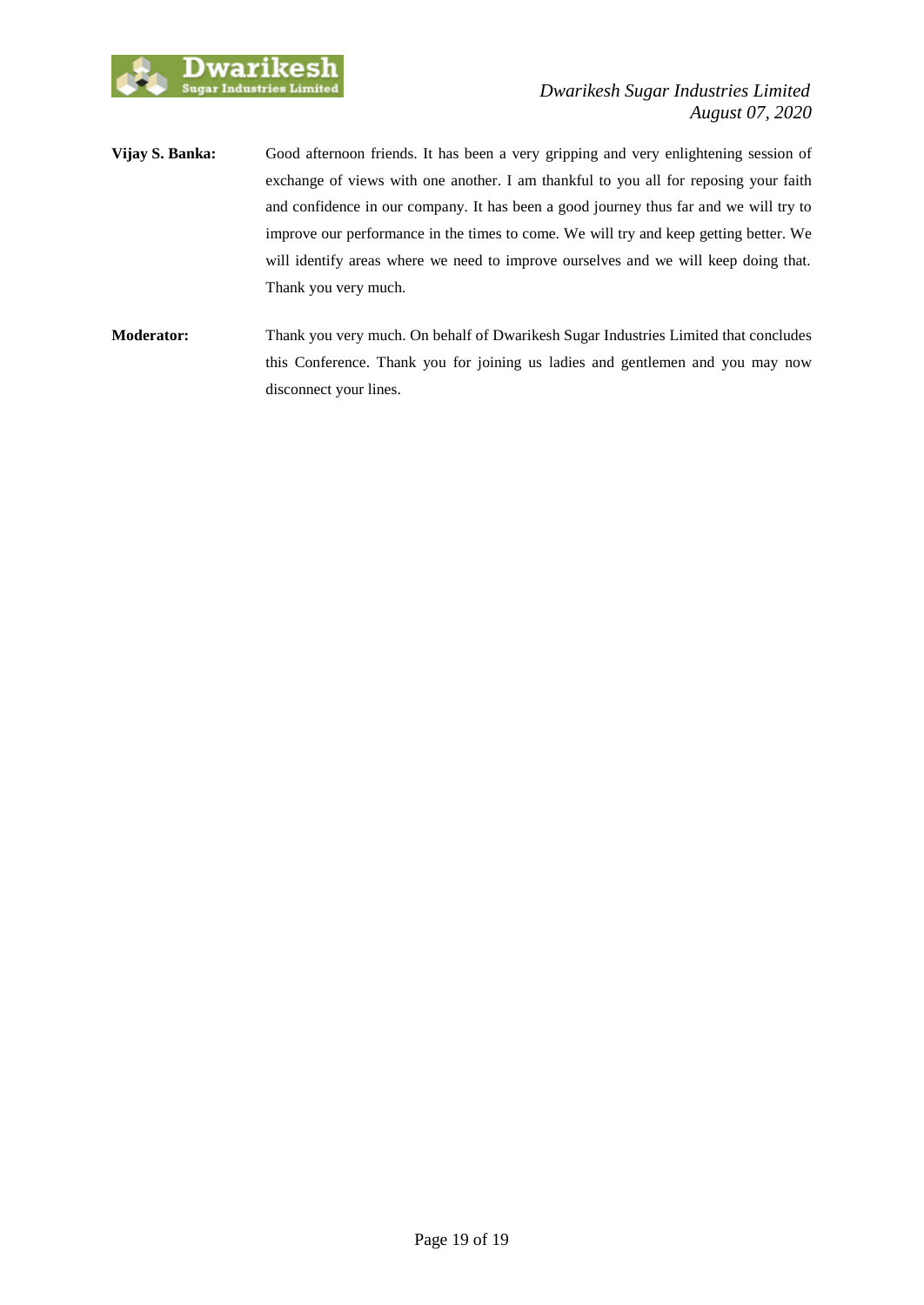**Vijay S. Banka:** Good afternoon friends. It has been a very gripping and very enlightening session of exchange of views with one another. I am thankful to you all for reposing your faith and confidence in our company. It has been a good journey thus far and we will try to improve our performance in the times to come. We will try and keep getting better. We will identify areas where we need to improve ourselves and we will keep doing that. Thank you very much.

**Moderator:** Thank you very much. On behalf of Dwarikesh Sugar Industries Limited that concludes this Conference. Thank you for joining us ladies and gentlemen and you may now disconnect your lines.